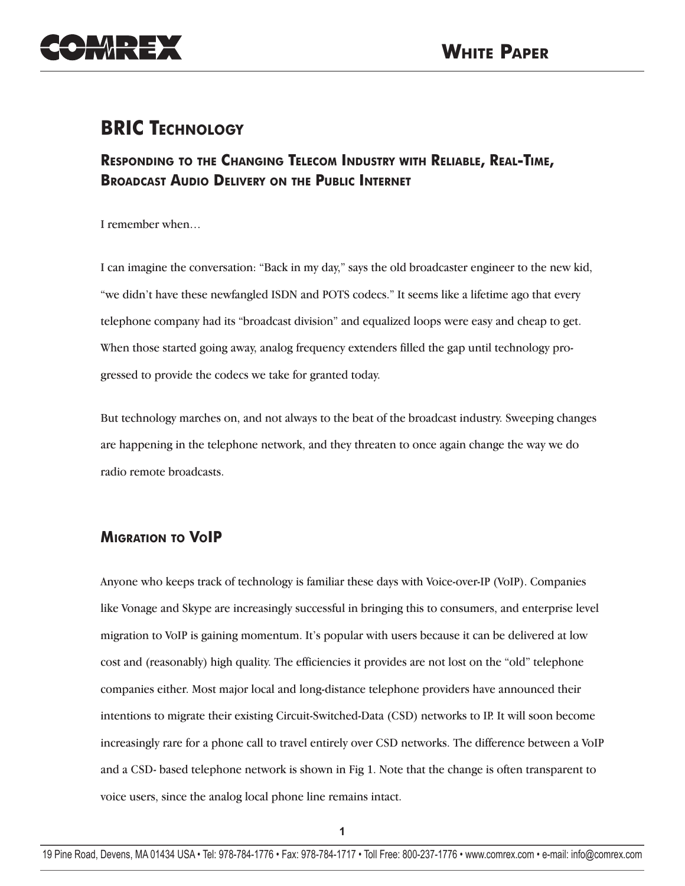# BRIC Technology

## Responding to the Changing Telecom Industry with Reliable, Real-Time, Broadcast Audio Delivery on the Public Internet

I remember when…

I can imagine the conversation: "Back in my day," says the old broadcaster engineer to the new kid, "we didn't have these newfangled ISDN and POTS codecs." It seems like a lifetime ago that every telephone company had its "broadcast division" and equalized loops were easy and cheap to get. When those started going away, analog frequency extenders filled the gap until technology progressed to provide the codecs we take for granted today.

But technology marches on, and not always to the beat of the broadcast industry. Sweeping changes are happening in the telephone network, and they threaten to once again change the way we do radio remote broadcasts.

### Migration to VoIP

Anyone who keeps track of technology is familiar these days with Voice-over-IP (VoIP). Companies like Vonage and Skype are increasingly successful in bringing this to consumers, and enterprise level migration to VoIP is gaining momentum. It's popular with users because it can be delivered at low cost and (reasonably) high quality. The efficiencies it provides are not lost on the "old" telephone companies either. Most major local and long-distance telephone providers have announced their intentions to migrate their existing Circuit-Switched-Data (CSD) networks to IP. It will soon become increasingly rare for a phone call to travel entirely over CSD networks. The difference between a VoIP and a CSD- based telephone network is shown in Fig 1. Note that the change is often transparent to voice users, since the analog local phone line remains intact.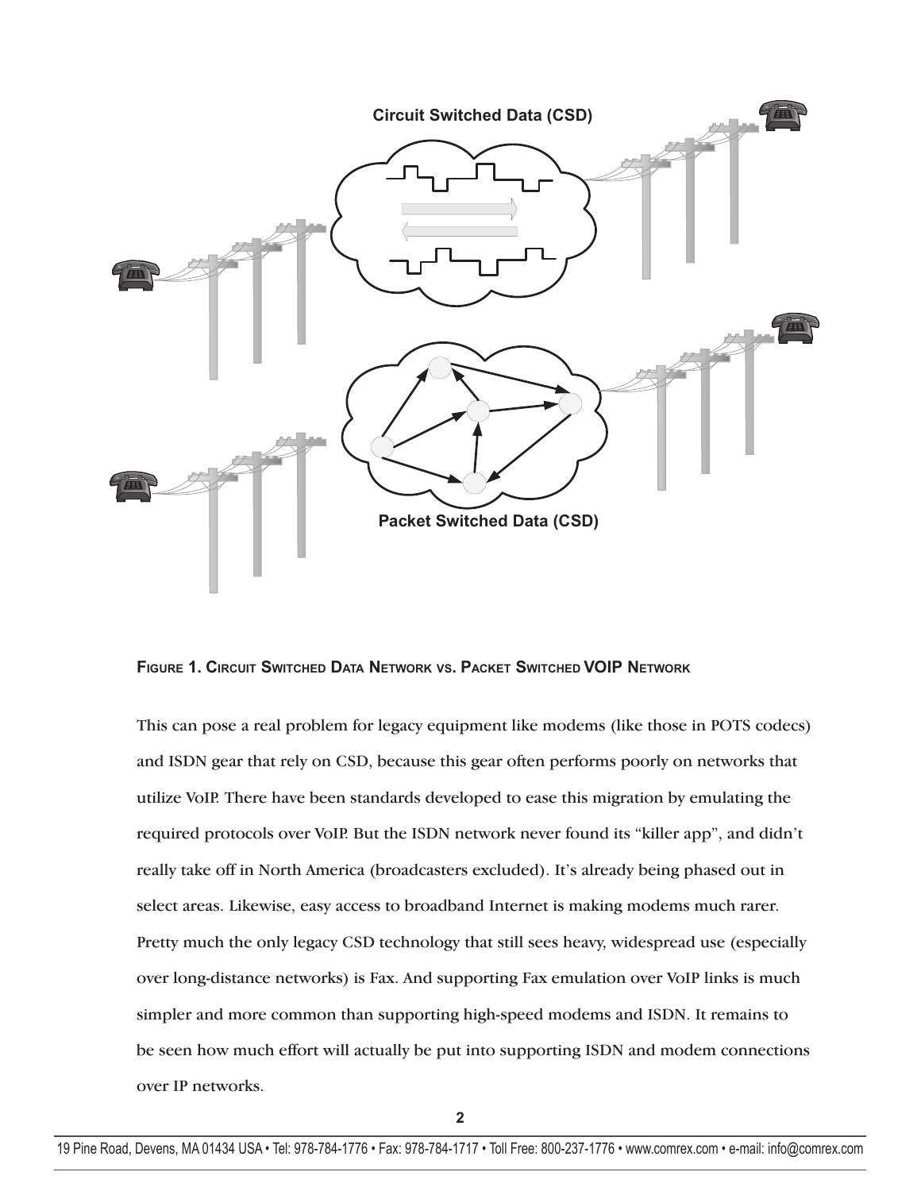**Figure 1. Circuit Switched Data Network vs. Packet Switched VOIP Network**

This can pose a real problem for legacy equipment like modems (like those in POTS codecs) and ISDN gear that rely on CSD, because this gear often performs poorly on networks that utilize VoIP. There have been standards developed to ease this migration by emulating the required protocols over VoIP. But the ISDN network never found its "killer app", and didn't really take off in North America (broadcasters excluded). It's already being phased out in select areas. Likewise, easy access to broadband Internet is making modems much rarer. Pretty much the only legacy CSD technology that still sees heavy, widespread use (especially over long-distance networks) is Fax. And supporting Fax emulation over VoIP links is much simpler and more common than supporting high-speed modems and ISDN. It remains to be seen how much effort will actually be put into supporting ISDN and modem connections over IP networks.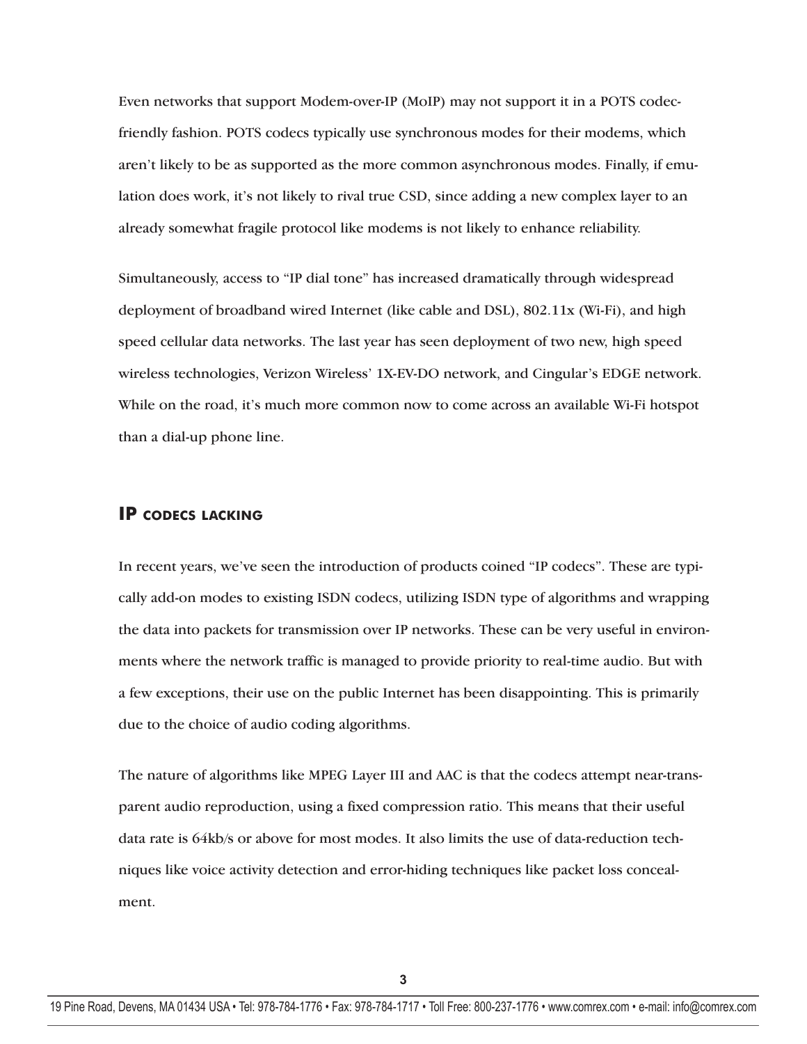Even networks that support Modem-over-IP (MoIP) may not support it in a POTS codec-friendly fashion. POTS codecs typically use synchronous modes for their modems, which aren't likely to be as supported as the more common asynchronous modes. Finally, if emulation does work, it's not likely to rival true CSD, since adding a new complex layer to an already somewhat fragile protocol like modems is not likely to enhance reliability.

Simultaneously, access to "IP dial tone" has increased dramatically through widespread deployment of broadband wired Internet (like cable and DSL), 802.11x (Wi-Fi), and high speed cellular data networks. The last year has seen deployment of two new, high speed wireless technologies, Verizon Wireless' 1X-EV-DO network, and Cingular's EDGE network. While on the road, it's much more common now to come across an available Wi-Fi hotspot than a dial-up phone line.

## IP codecs lacking

In recent years, we've seen the introduction of products coined "IP codecs". These are typically add-on modes to existing ISDN codecs, utilizing ISDN type of algorithms and wrapping the data into packets for transmission over IP networks. These can be very useful in environments where the network traffic is managed to provide priority to real-time audio. But with a few exceptions, their use on the public Internet has been disappointing. This is primarily due to the choice of audio coding algorithms.

The nature of algorithms like MPEG Layer III and AAC is that the codecs attempt near-transparent audio reproduction, using a fixed compression ratio. This means that their useful data rate is 64kb/s or above for most modes. It also limits the use of data-reduction techniques like voice activity detection and error-hiding techniques like packet loss concealment.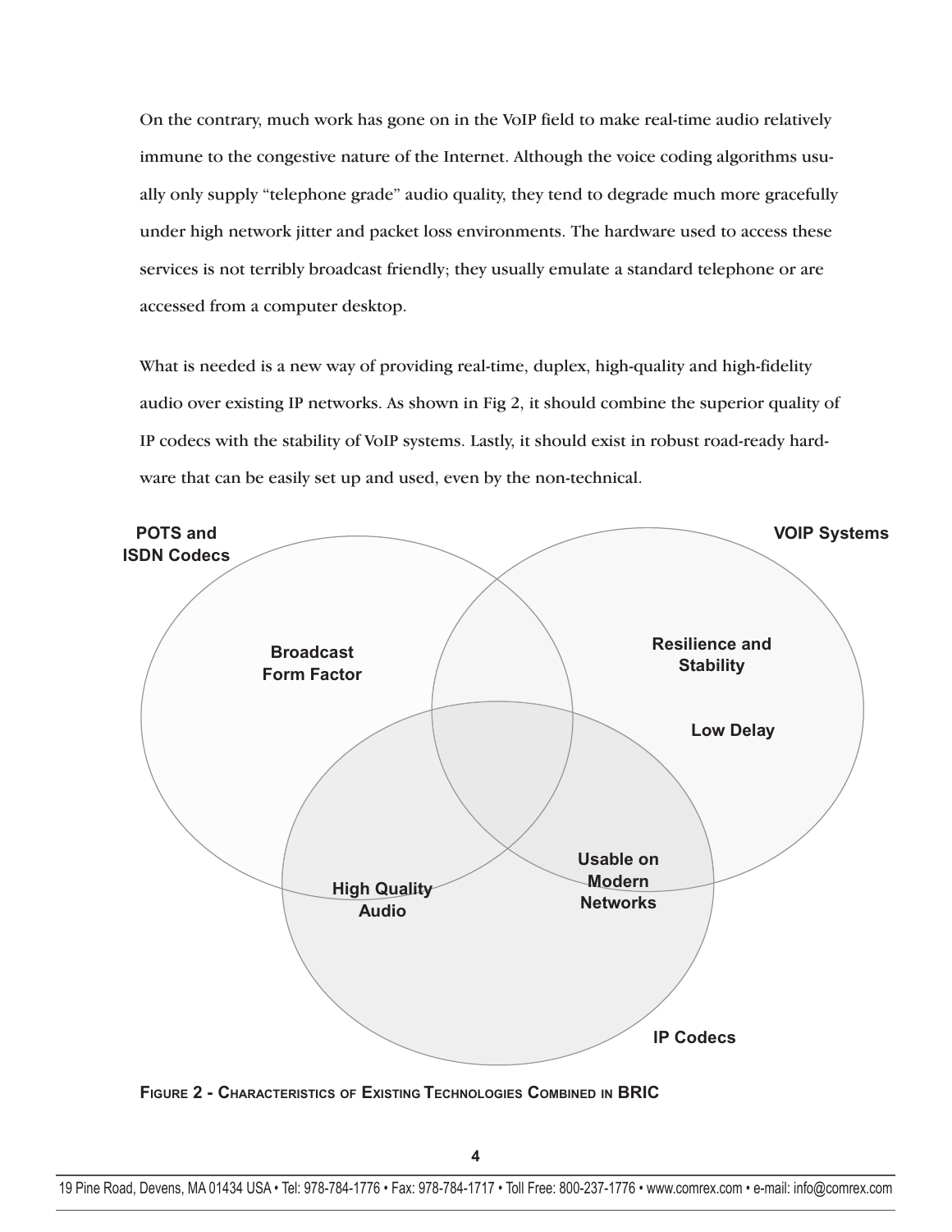On the contrary, much work has gone on in the VoIP field to make real-time audio relatively immune to the congestive nature of the Internet. Although the voice coding algorithms usually only supply "telephone grade" audio quality, they tend to degrade much more gracefully under high network jitter and packet loss environments. The hardware used to access these services is not terribly broadcast friendly; they usually emulate a standard telephone or are accessed from a computer desktop.

What is needed is a new way of providing real-time, duplex, high-quality and high-fidelity audio over existing IP networks. As shown in Fig 2, it should combine the superior quality of IP codecs with the stability of VoIP systems. Lastly, it should exist in robust road-ready hardware that can be easily set up and used, even by the non-technical.

**POTS and ISDN Codecs**

**VOIP Systems**

**Broadcast Form Factor**

**Resilience and Stability**

**Low Delay**

**High Quality Audio**

**Usable on Modern Networks**

**IP Codecs**

**Figure 2 - Characteristics of Existing Technologies Combined in BRIC**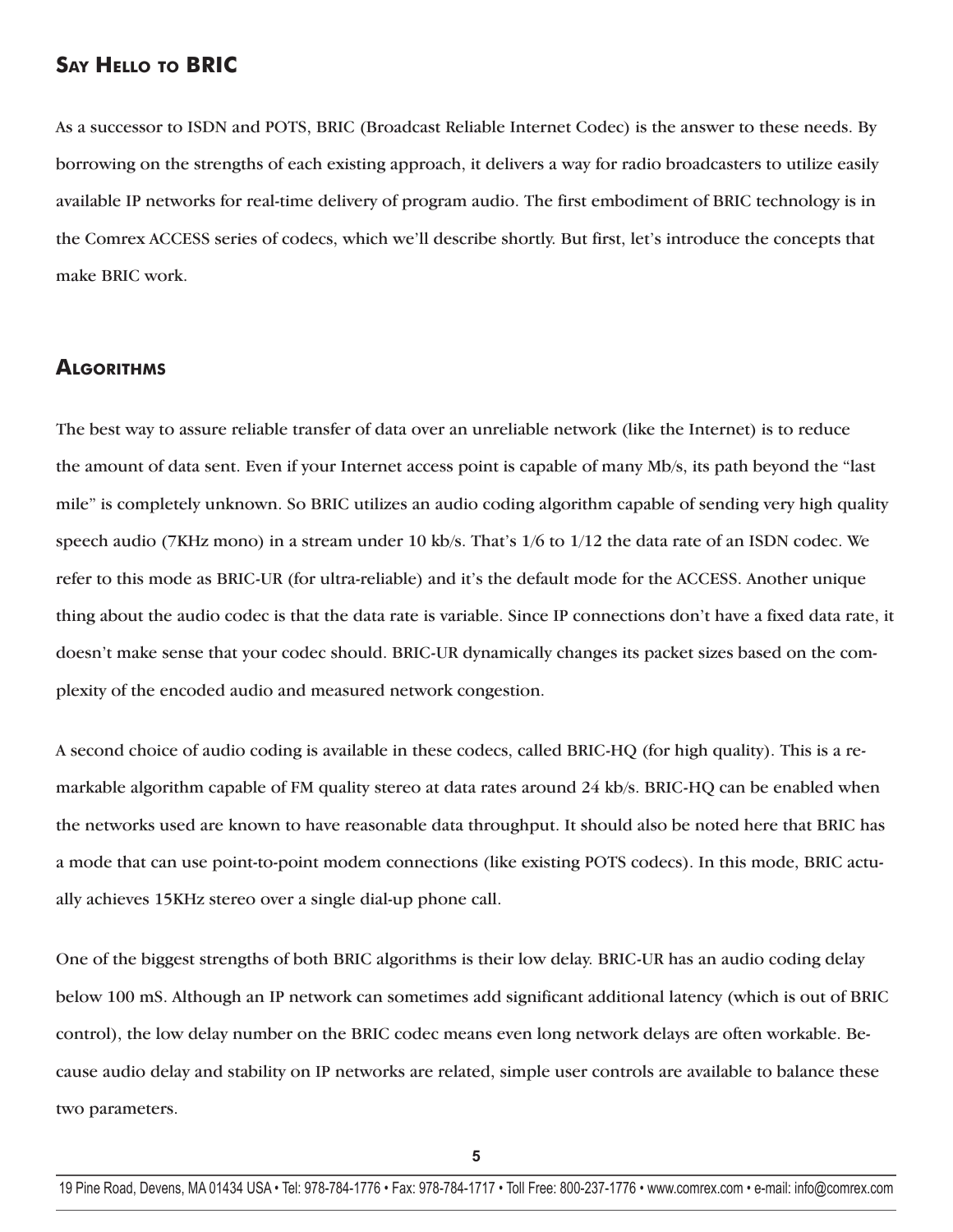## Say Hello to BRIC

As a successor to ISDN and POTS, BRIC (Broadcast Reliable Internet Codec) is the answer to these needs. By borrowing on the strengths of each existing approach, it delivers a way for radio broadcasters to utilize easily available IP networks for real-time delivery of program audio. The first embodiment of BRIC technology is in the Comrex ACCESS series of codecs, which we'll describe shortly. But first, let's introduce the concepts that make BRIC work.

## Algorithms

The best way to assure reliable transfer of data over an unreliable network (like the Internet) is to reduce the amount of data sent. Even if your Internet access point is capable of many Mb/s, its path beyond the "last mile" is completely unknown. So BRIC utilizes an audio coding algorithm capable of sending very high quality speech audio (7KHz mono) in a stream under 10 kb/s. That's 1/6 to 1/12 the data rate of an ISDN codec. We refer to this mode as BRIC-UR (for ultra-reliable) and it's the default mode for the ACCESS. Another unique thing about the audio codec is that the data rate is variable. Since IP connections don't have a fixed data rate, it doesn't make sense that your codec should. BRIC-UR dynamically changes its packet sizes based on the complexity of the encoded audio and measured network congestion.

A second choice of audio coding is available in these codecs, called BRIC-HQ (for high quality). This is a remarkable algorithm capable of FM quality stereo at data rates around 24 kb/s. BRIC-HQ can be enabled when the networks used are known to have reasonable data throughput. It should also be noted here that BRIC has a mode that can use point-to-point modem connections (like existing POTS codecs). In this mode, BRIC actually achieves 15KHz stereo over a single dial-up phone call.

One of the biggest strengths of both BRIC algorithms is their low delay. BRIC-UR has an audio coding delay below 100 mS. Although an IP network can sometimes add significant additional latency (which is out of BRIC control), the low delay number on the BRIC codec means even long network delays are often workable. Because audio delay and stability on IP networks are related, simple user controls are available to balance these two parameters.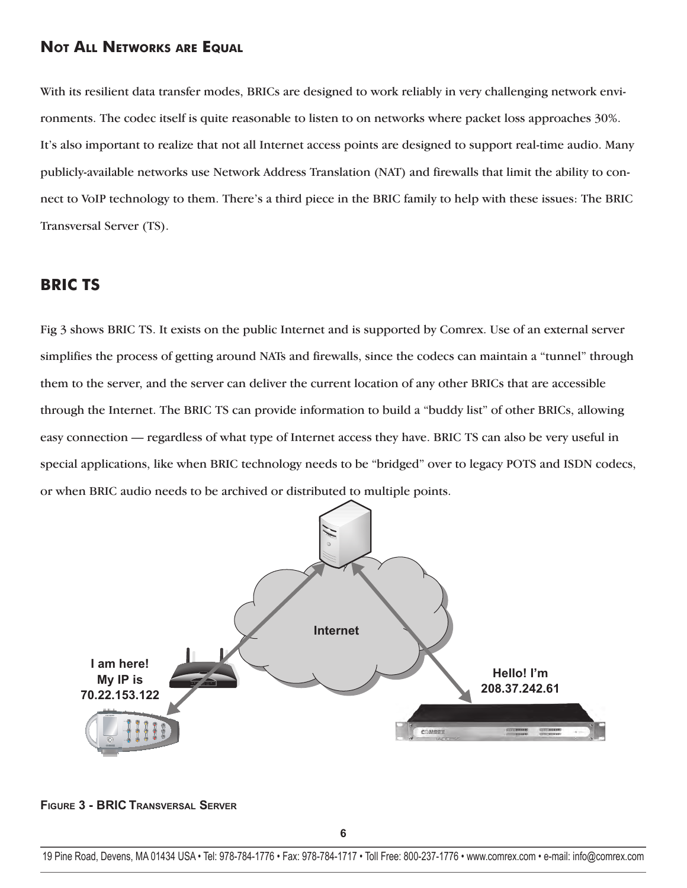## NOT ALL NETWORKS ARE EQUAL

With its resilient data transfer modes, BRICs are designed to work reliably in very challenging network environments. The codec itself is quite reasonable to listen to on networks where packet loss approaches 30%. It's also important to realize that not all Internet access points are designed to support real-time audio. Many publicly-available networks use Network Address Translation (NAT) and firewalls that limit the ability to connect to VoIP technology to them. There's a third piece in the BRIC family to help with these issues: The BRIC Transversal Server (TS).

## BRIC TS

Fig 3 shows BRIC TS. It exists on the public Internet and is supported by Comrex. Use of an external server simplifies the process of getting around NATs and firewalls, since the codecs can maintain a "tunnel" through them to the server, and the server can deliver the current location of any other BRICs that are accessible through the Internet. The BRIC TS can provide information to build a "buddy list" of other BRICs, allowing easy connection — regardless of what type of Internet access they have. BRIC TS can also be very useful in special applications, like when BRIC technology needs to be "bridged" over to legacy POTS and ISDN codecs, or when BRIC audio needs to be archived or distributed to multiple points.

I am here!
My IP is
70.22.153.122

Internet

Hello! I'm
208.37.242.61

FIGURE 3 - BRIC TRANSVERSAL SERVER

19 Pine Road, Devens, MA 01434 USA • Tel: 978-784-1776 • Fax: 978-784-1717 • Toll Free: 800-237-1776 • www.comrex.com • e-mail: info@comrex.com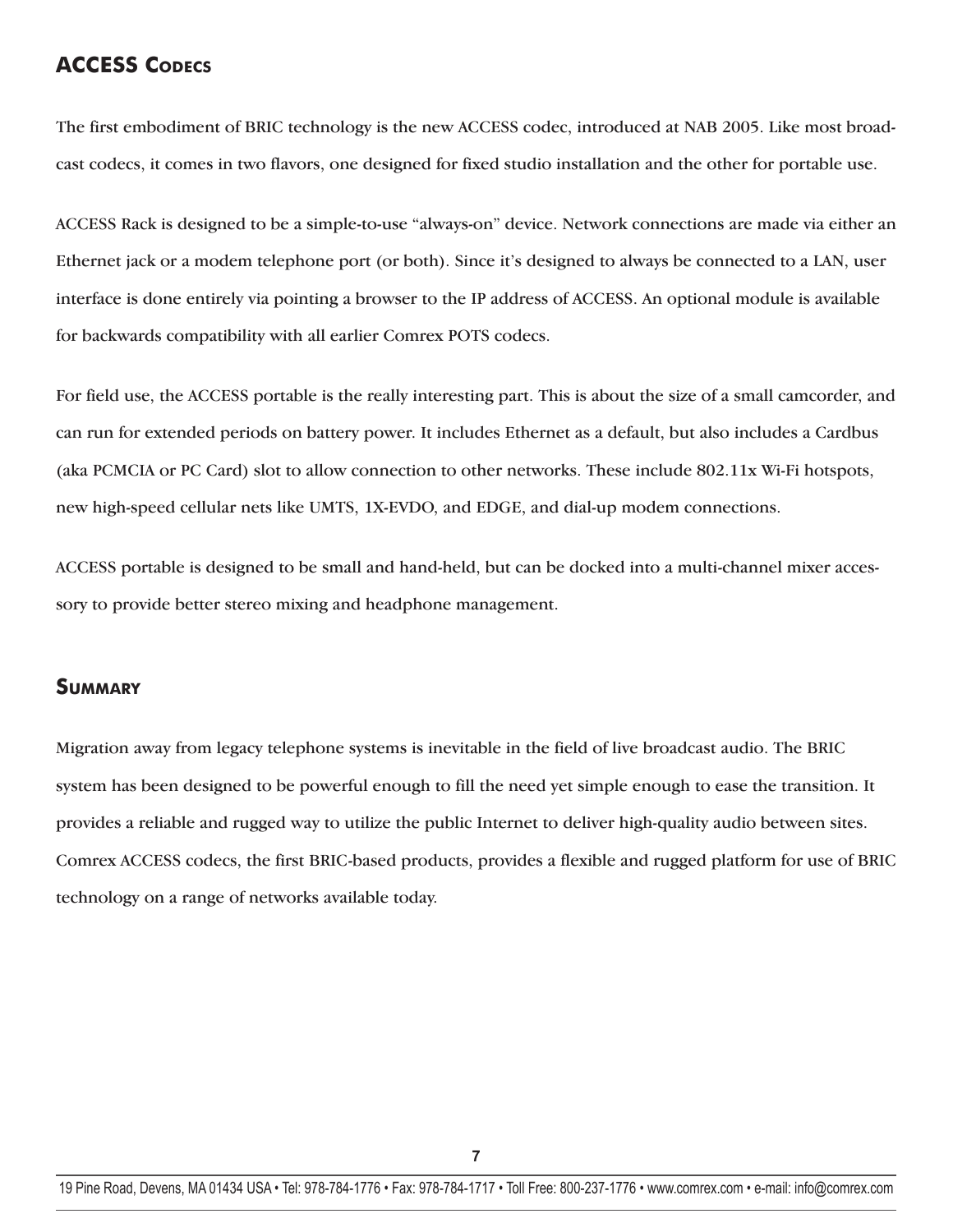## ACCESS Codecs

The first embodiment of BRIC technology is the new ACCESS codec, introduced at NAB 2005. Like most broadcast codecs, it comes in two flavors, one designed for fixed studio installation and the other for portable use.

ACCESS Rack is designed to be a simple-to-use "always-on" device. Network connections are made via either an Ethernet jack or a modem telephone port (or both). Since it's designed to always be connected to a LAN, user interface is done entirely via pointing a browser to the IP address of ACCESS. An optional module is available for backwards compatibility with all earlier Comrex POTS codecs.

For field use, the ACCESS portable is the really interesting part. This is about the size of a small camcorder, and can run for extended periods on battery power. It includes Ethernet as a default, but also includes a Cardbus (aka PCMCIA or PC Card) slot to allow connection to other networks. These include 802.11x Wi-Fi hotspots, new high-speed cellular nets like UMTS, 1X-EVDO, and EDGE, and dial-up modem connections.

ACCESS portable is designed to be small and hand-held, but can be docked into a multi-channel mixer accessory to provide better stereo mixing and headphone management.

## Summary

Migration away from legacy telephone systems is inevitable in the field of live broadcast audio. The BRIC system has been designed to be powerful enough to fill the need yet simple enough to ease the transition. It provides a reliable and rugged way to utilize the public Internet to deliver high-quality audio between sites. Comrex ACCESS codecs, the first BRIC-based products, provides a flexible and rugged platform for use of BRIC technology on a range of networks available today.